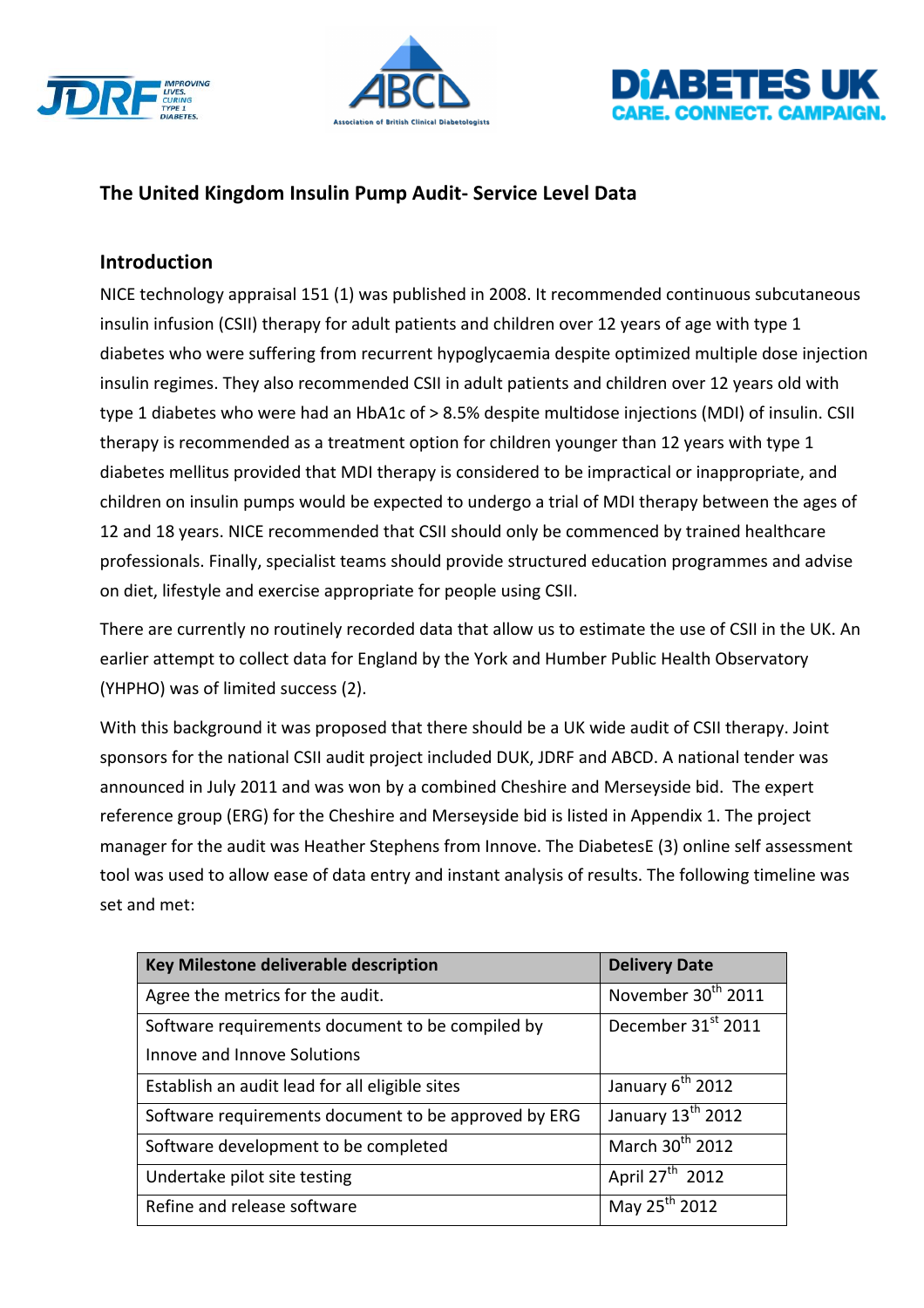# The United Kingdom Insulin Pump Audit- Service Level Data

## Introduction

NICE technology appraisal 151 (1) was published in 2008. It recommended continuous subcutaneous insulin infusion (CSII) therapy for adult patients and children over 12 years of age with type 1 diabetes who were suffering from recurrent hypoglycaemia despite optimized multiple dose injection insulin regimes. They also recommended CSII in adult patients and children over 12 years old with type 1 diabetes who were had an HbA1c of > 8.5% despite multidose injections (MDI) of insulin. CSII therapy is recommended as a treatment option for children younger than 12 years with type 1 diabetes mellitus provided that MDI therapy is considered to be impractical or inappropriate, and children on insulin pumps would be expected to undergo a trial of MDI therapy between the ages of 12 and 18 years. NICE recommended that CSII should only be commenced by trained healthcare professionals. Finally, specialist teams should provide structured education programmes and advise on diet, lifestyle and exercise appropriate for people using CSII.

There are currently no routinely recorded data that allow us to estimate the use of CSII in the UK. An earlier attempt to collect data for England by the York and Humber Public Health Observatory (YHPHO) was of limited success (2).

With this background it was proposed that there should be a UK wide audit of CSII therapy. Joint sponsors for the national CSII audit project included DUK, JDRF and ABCD. A national tender was announced in July 2011 and was won by a combined Cheshire and Merseyside bid. The expert reference group (ERG) for the Cheshire and Merseyside bid is listed in Appendix 1. The project manager for the audit was Heather Stephens from Innove. The DiabetesE (3) online self assessment tool was used to allow ease of data entry and instant analysis of results. The following timeline was set and met:

| Key Milestone deliverable description | Delivery Date |
|---|---|
| Agree the metrics for the audit. | November 30th 2011 |
| Software requirements document to be compiled by Innove and Innove Solutions | December 31st 2011 |
| Establish an audit lead for all eligible sites | January 6th 2012 |
| Software requirements document to be approved by ERG | January 13th 2012 |
| Software development to be completed | March 30th 2012 |
| Undertake pilot site testing | April 27th 2012 |
| Refine and release software | May 25th 2012 |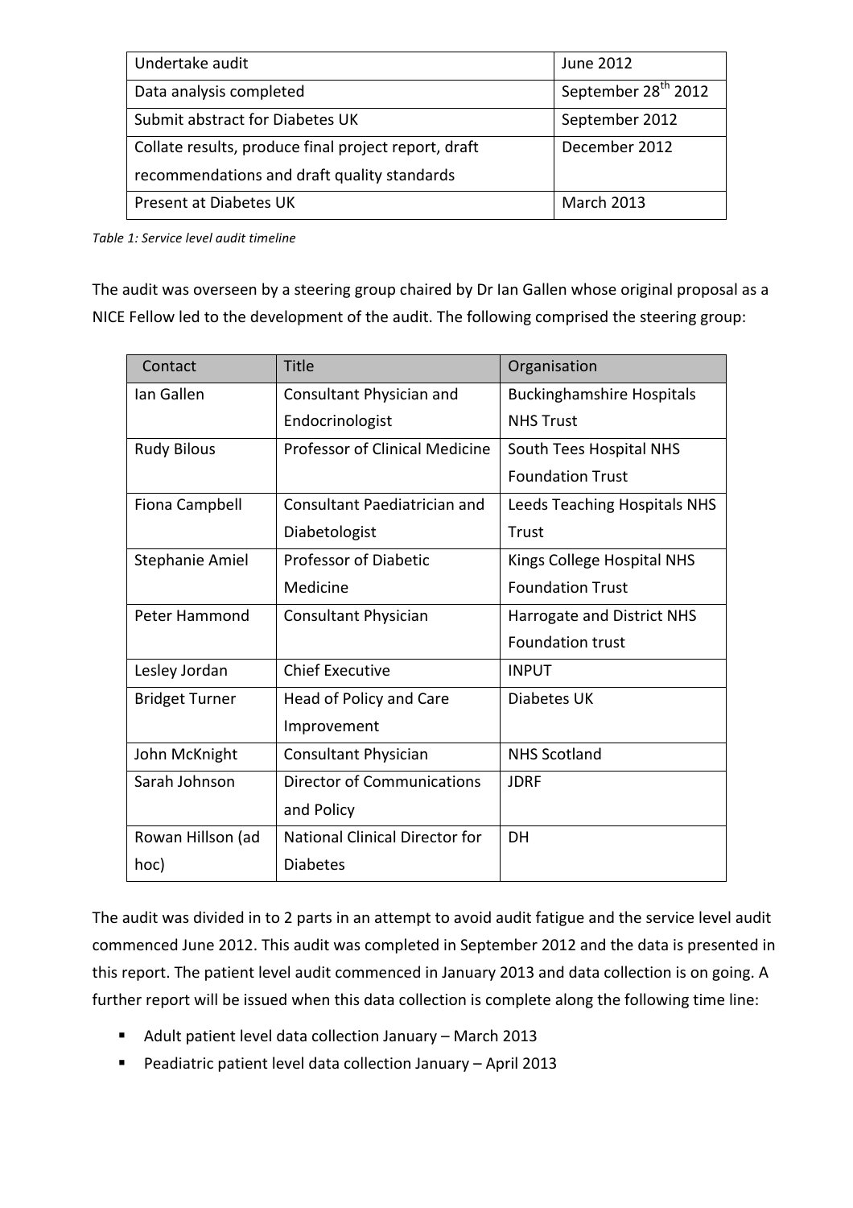| Undertake audit | June 2012 |
|---|---|
| Data analysis completed | September 28th 2012 |
| Submit abstract for Diabetes UK | September 2012 |
| Collate results, produce final project report, draft recommendations and draft quality standards | December 2012 |
| Present at Diabetes UK | March 2013 |

*Table 1: Service level audit timeline*

The audit was overseen by a steering group chaired by Dr Ian Gallen whose original proposal as a NICE Fellow led to the development of the audit. The following comprised the steering group:

| Contact | Title | Organisation |
|---|---|---|
| Ian Gallen | Consultant Physician and Endocrinologist | Buckinghamshire Hospitals NHS Trust |
| Rudy Bilous | Professor of Clinical Medicine | South Tees Hospital NHS Foundation Trust |
| Fiona Campbell | Consultant Paediatrician and Diabetologist | Leeds Teaching Hospitals NHS Trust |
| Stephanie Amiel | Professor of Diabetic Medicine | Kings College Hospital NHS Foundation Trust |
| Peter Hammond | Consultant Physician | Harrogate and District NHS Foundation trust |
| Lesley Jordan | Chief Executive | INPUT |
| Bridget Turner | Head of Policy and Care Improvement | Diabetes UK |
| John McKnight | Consultant Physician | NHS Scotland |
| Sarah Johnson | Director of Communications and Policy | JDRF |
| Rowan Hillson (ad hoc) | National Clinical Director for Diabetes | DH |

The audit was divided in to 2 parts in an attempt to avoid audit fatigue and the service level audit commenced June 2012. This audit was completed in September 2012 and the data is presented in this report. The patient level audit commenced in January 2013 and data collection is on going. A further report will be issued when this data collection is complete along the following time line:

- Adult patient level data collection January – March 2013
- Peadiatric patient level data collection January – April 2013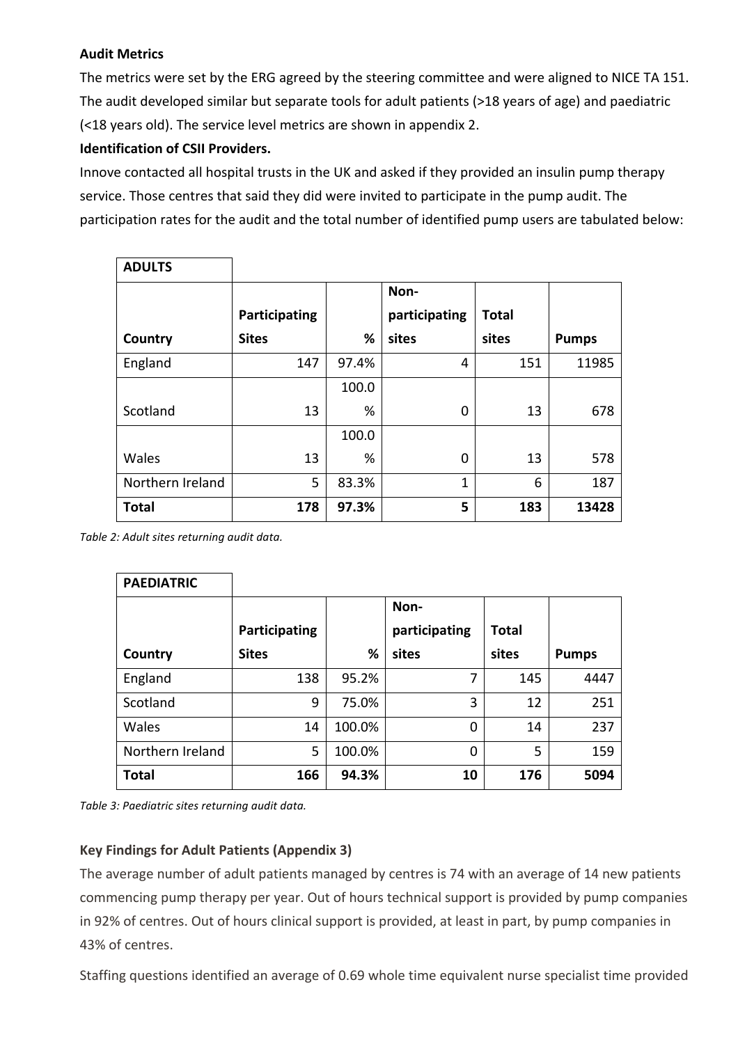**Audit Metrics**

The metrics were set by the ERG agreed by the steering committee and were aligned to NICE TA 151. The audit developed similar but separate tools for adult patients (>18 years of age) and paediatric (<18 years old). The service level metrics are shown in appendix 2.

**Identification of CSII Providers.**

Innove contacted all hospital trusts in the UK and asked if they provided an insulin pump therapy service. Those centres that said they did were invited to participate in the pump audit. The participation rates for the audit and the total number of identified pump users are tabulated below:

| **ADULTS** | | | | | |
|---|---|---|---|---|---|
| **Country** | **Participating Sites** | **%** | **Non-participating sites** | **Total sites** | **Pumps** |
| England | 147 | 97.4% | 4 | 151 | 11985 |
| Scotland | 13 | 100.0% | 0 | 13 | 678 |
| Wales | 13 | 100.0% | 0 | 13 | 578 |
| Northern Ireland | 5 | 83.3% | 1 | 6 | 187 |
| **Total** | **178** | **97.3%** | **5** | **183** | **13428** |

*Table 2: Adult sites returning audit data.*

| **PAEDIATRIC** | | | | | |
|---|---|---|---|---|---|
| **Country** | **Participating Sites** | **%** | **Non-participating sites** | **Total sites** | **Pumps** |
| England | 138 | 95.2% | 7 | 145 | 4447 |
| Scotland | 9 | 75.0% | 3 | 12 | 251 |
| Wales | 14 | 100.0% | 0 | 14 | 237 |
| Northern Ireland | 5 | 100.0% | 0 | 5 | 159 |
| **Total** | **166** | **94.3%** | **10** | **176** | **5094** |

*Table 3: Paediatric sites returning audit data.*

**Key Findings for Adult Patients (Appendix 3)**

The average number of adult patients managed by centres is 74 with an average of 14 new patients commencing pump therapy per year. Out of hours technical support is provided by pump companies in 92% of centres. Out of hours clinical support is provided, at least in part, by pump companies in 43% of centres.

Staffing questions identified an average of 0.69 whole time equivalent nurse specialist time provided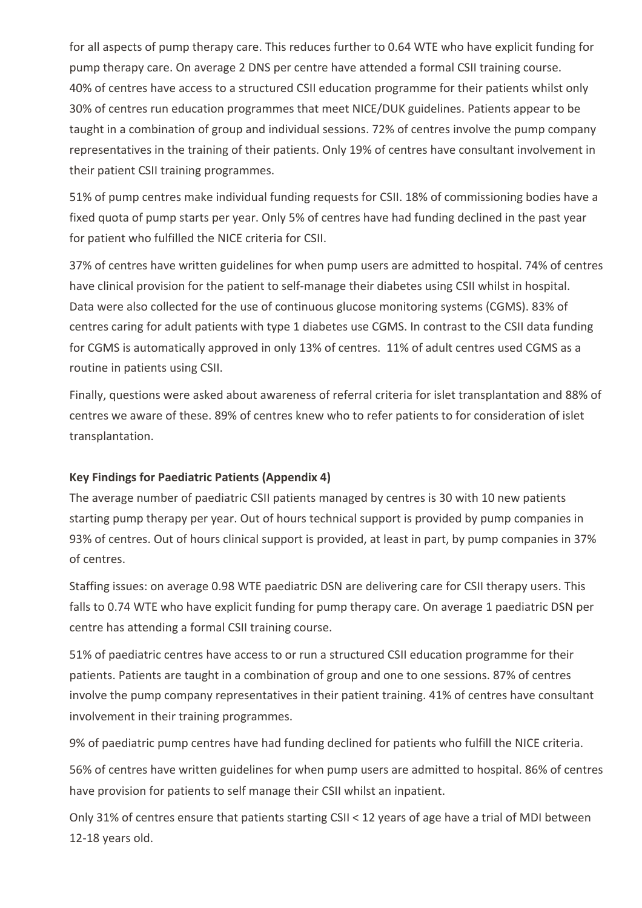for all aspects of pump therapy care. This reduces further to 0.64 WTE who have explicit funding for pump therapy care. On average 2 DNS per centre have attended a formal CSII training course. 40% of centres have access to a structured CSII education programme for their patients whilst only 30% of centres run education programmes that meet NICE/DUK guidelines. Patients appear to be taught in a combination of group and individual sessions. 72% of centres involve the pump company representatives in the training of their patients. Only 19% of centres have consultant involvement in their patient CSII training programmes.

51% of pump centres make individual funding requests for CSII. 18% of commissioning bodies have a fixed quota of pump starts per year. Only 5% of centres have had funding declined in the past year for patient who fulfilled the NICE criteria for CSII.

37% of centres have written guidelines for when pump users are admitted to hospital. 74% of centres have clinical provision for the patient to self-manage their diabetes using CSII whilst in hospital. Data were also collected for the use of continuous glucose monitoring systems (CGMS). 83% of centres caring for adult patients with type 1 diabetes use CGMS. In contrast to the CSII data funding for CGMS is automatically approved in only 13% of centres. 11% of adult centres used CGMS as a routine in patients using CSII.

Finally, questions were asked about awareness of referral criteria for islet transplantation and 88% of centres we aware of these. 89% of centres knew who to refer patients to for consideration of islet transplantation.

**Key Findings for Paediatric Patients (Appendix 4)**

The average number of paediatric CSII patients managed by centres is 30 with 10 new patients starting pump therapy per year. Out of hours technical support is provided by pump companies in 93% of centres. Out of hours clinical support is provided, at least in part, by pump companies in 37% of centres.

Staffing issues: on average 0.98 WTE paediatric DSN are delivering care for CSII therapy users. This falls to 0.74 WTE who have explicit funding for pump therapy care. On average 1 paediatric DSN per centre has attending a formal CSII training course.

51% of paediatric centres have access to or run a structured CSII education programme for their patients. Patients are taught in a combination of group and one to one sessions. 87% of centres involve the pump company representatives in their patient training. 41% of centres have consultant involvement in their training programmes.

9% of paediatric pump centres have had funding declined for patients who fulfill the NICE criteria.

56% of centres have written guidelines for when pump users are admitted to hospital. 86% of centres have provision for patients to self manage their CSII whilst an inpatient.

Only 31% of centres ensure that patients starting CSII < 12 years of age have a trial of MDI between 12-18 years old.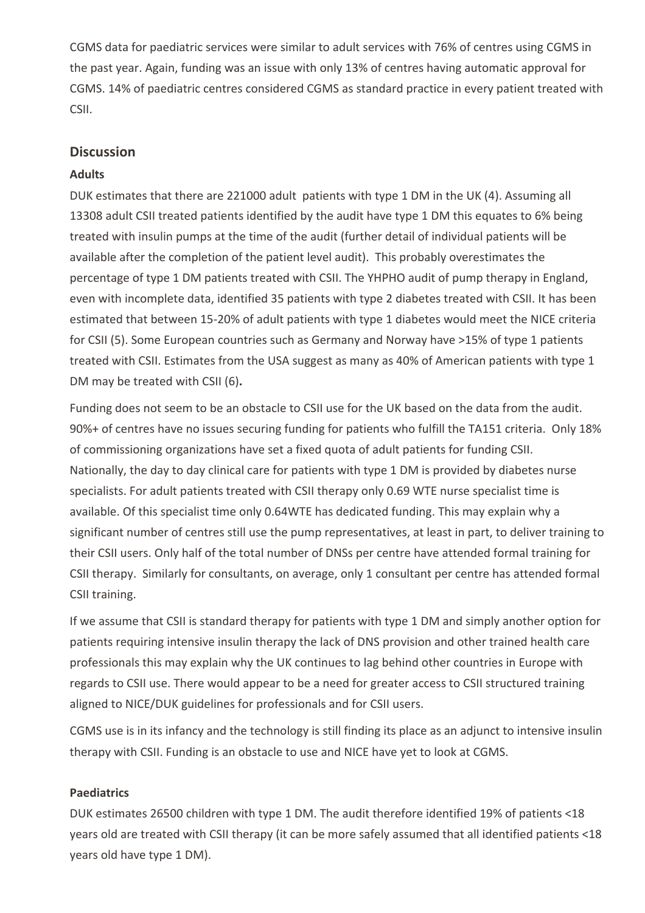CGMS data for paediatric services were similar to adult services with 76% of centres using CGMS in the past year. Again, funding was an issue with only 13% of centres having automatic approval for CGMS. 14% of paediatric centres considered CGMS as standard practice in every patient treated with CSII.

## Discussion

### Adults

DUK estimates that there are 221000 adult patients with type 1 DM in the UK (4). Assuming all 13308 adult CSII treated patients identified by the audit have type 1 DM this equates to 6% being treated with insulin pumps at the time of the audit (further detail of individual patients will be available after the completion of the patient level audit). This probably overestimates the percentage of type 1 DM patients treated with CSII. The YHPHO audit of pump therapy in England, even with incomplete data, identified 35 patients with type 2 diabetes treated with CSII. It has been estimated that between 15-20% of adult patients with type 1 diabetes would meet the NICE criteria for CSII (5). Some European countries such as Germany and Norway have >15% of type 1 patients treated with CSII. Estimates from the USA suggest as many as 40% of American patients with type 1 DM may be treated with CSII (6).

Funding does not seem to be an obstacle to CSII use for the UK based on the data from the audit. 90%+ of centres have no issues securing funding for patients who fulfill the TA151 criteria. Only 18% of commissioning organizations have set a fixed quota of adult patients for funding CSII. Nationally, the day to day clinical care for patients with type 1 DM is provided by diabetes nurse specialists. For adult patients treated with CSII therapy only 0.69 WTE nurse specialist time is available. Of this specialist time only 0.64WTE has dedicated funding. This may explain why a significant number of centres still use the pump representatives, at least in part, to deliver training to their CSII users. Only half of the total number of DNSs per centre have attended formal training for CSII therapy. Similarly for consultants, on average, only 1 consultant per centre has attended formal CSII training.

If we assume that CSII is standard therapy for patients with type 1 DM and simply another option for patients requiring intensive insulin therapy the lack of DNS provision and other trained health care professionals this may explain why the UK continues to lag behind other countries in Europe with regards to CSII use. There would appear to be a need for greater access to CSII structured training aligned to NICE/DUK guidelines for professionals and for CSII users.

CGMS use is in its infancy and the technology is still finding its place as an adjunct to intensive insulin therapy with CSII. Funding is an obstacle to use and NICE have yet to look at CGMS.

### Paediatrics

DUK estimates 26500 children with type 1 DM. The audit therefore identified 19% of patients <18 years old are treated with CSII therapy (it can be more safely assumed that all identified patients <18 years old have type 1 DM).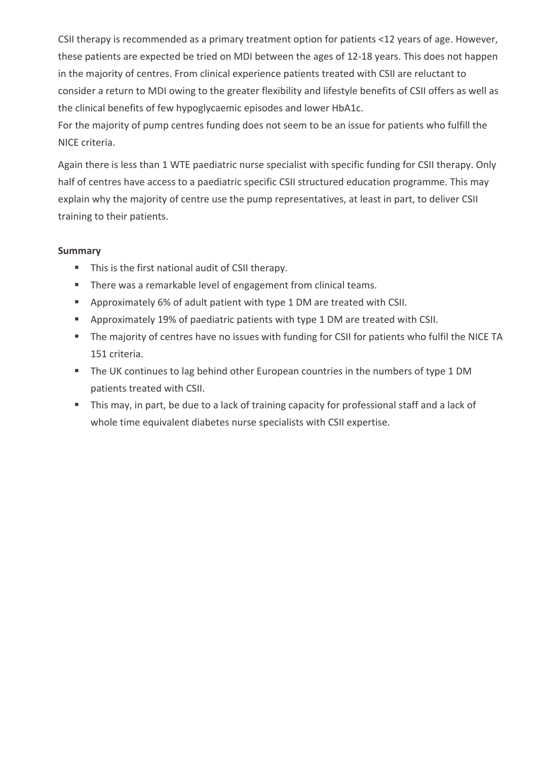CSII therapy is recommended as a primary treatment option for patients <12 years of age. However, these patients are expected be tried on MDI between the ages of 12-18 years. This does not happen in the majority of centres. From clinical experience patients treated with CSII are reluctant to consider a return to MDI owing to the greater flexibility and lifestyle benefits of CSII offers as well as the clinical benefits of few hypoglycaemic episodes and lower HbA1c.
For the majority of pump centres funding does not seem to be an issue for patients who fulfill the NICE criteria.

Again there is less than 1 WTE paediatric nurse specialist with specific funding for CSII therapy. Only half of centres have access to a paediatric specific CSII structured education programme. This may explain why the majority of centre use the pump representatives, at least in part, to deliver CSII training to their patients.

**Summary**

- This is the first national audit of CSII therapy.
- There was a remarkable level of engagement from clinical teams.
- Approximately 6% of adult patient with type 1 DM are treated with CSII.
- Approximately 19% of paediatric patients with type 1 DM are treated with CSII.
- The majority of centres have no issues with funding for CSII for patients who fulfil the NICE TA 151 criteria.
- The UK continues to lag behind other European countries in the numbers of type 1 DM patients treated with CSII.
- This may, in part, be due to a lack of training capacity for professional staff and a lack of whole time equivalent diabetes nurse specialists with CSII expertise.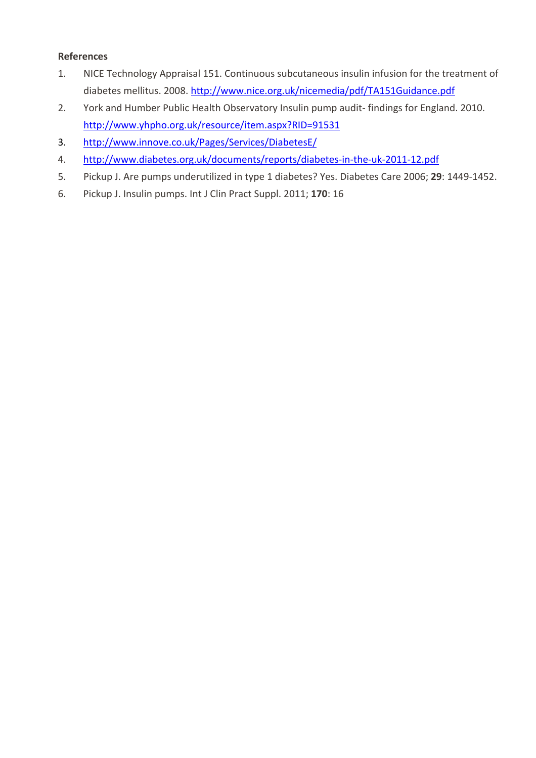**References**

1. NICE Technology Appraisal 151. Continuous subcutaneous insulin infusion for the treatment of diabetes mellitus. 2008. http://www.nice.org.uk/nicemedia/pdf/TA151Guidance.pdf
2. York and Humber Public Health Observatory Insulin pump audit- findings for England. 2010. http://www.yhpho.org.uk/resource/item.aspx?RID=91531
3. http://www.innove.co.uk/Pages/Services/DiabetesE/
4. http://www.diabetes.org.uk/documents/reports/diabetes-in-the-uk-2011-12.pdf
5. Pickup J. Are pumps underutilized in type 1 diabetes? Yes. Diabetes Care 2006; **29**: 1449-1452.
6. Pickup J. Insulin pumps. Int J Clin Pract Suppl. 2011; **170**: 16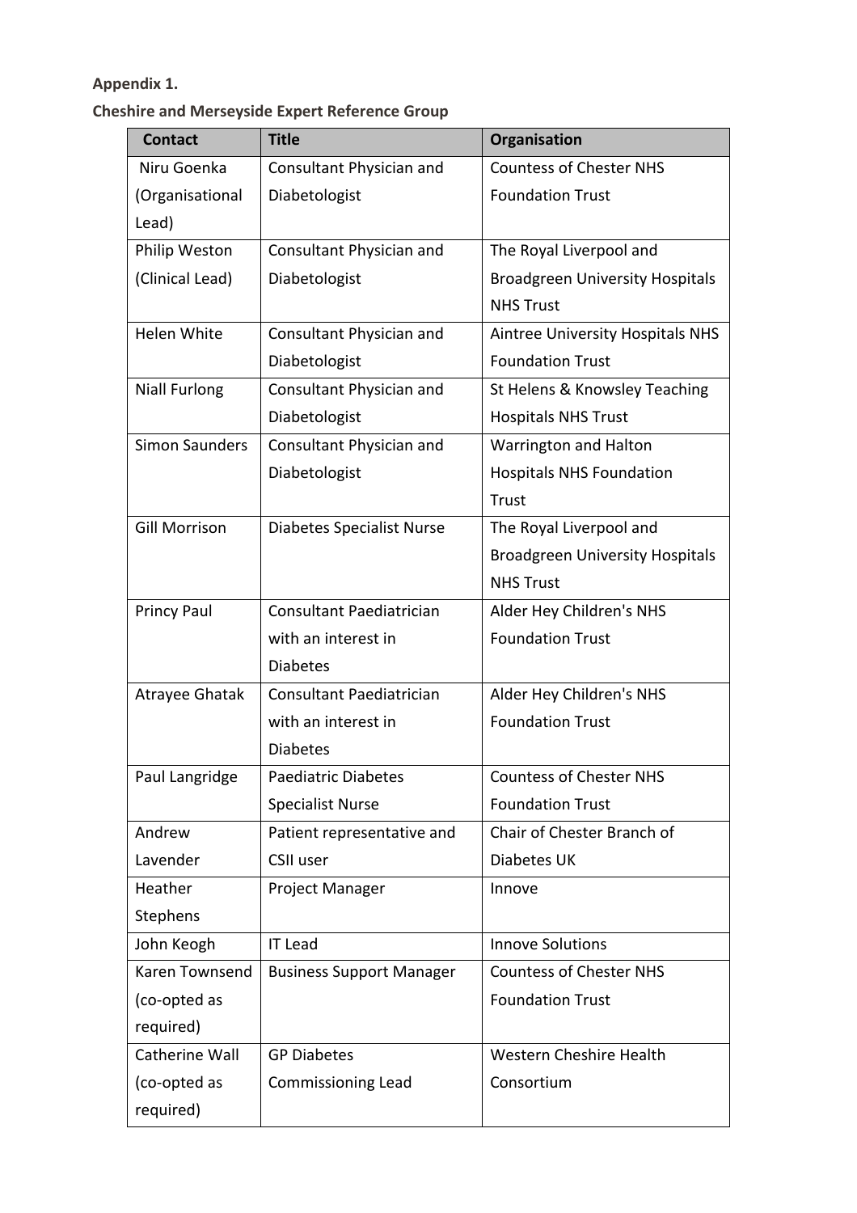**Appendix 1.**

**Cheshire and Merseyside Expert Reference Group**

| Contact | Title | Organisation |
|---|---|---|
| Niru Goenka (Organisational Lead) | Consultant Physician and Diabetologist | Countess of Chester NHS Foundation Trust |
| Philip Weston (Clinical Lead) | Consultant Physician and Diabetologist | The Royal Liverpool and Broadgreen University Hospitals NHS Trust |
| Helen White | Consultant Physician and Diabetologist | Aintree University Hospitals NHS Foundation Trust |
| Niall Furlong | Consultant Physician and Diabetologist | St Helens & Knowsley Teaching Hospitals NHS Trust |
| Simon Saunders | Consultant Physician and Diabetologist | Warrington and Halton Hospitals NHS Foundation Trust |
| Gill Morrison | Diabetes Specialist Nurse | The Royal Liverpool and Broadgreen University Hospitals NHS Trust |
| Princy Paul | Consultant Paediatrician with an interest in Diabetes | Alder Hey Children's NHS Foundation Trust |
| Atrayee Ghatak | Consultant Paediatrician with an interest in Diabetes | Alder Hey Children's NHS Foundation Trust |
| Paul Langridge | Paediatric Diabetes Specialist Nurse | Countess of Chester NHS Foundation Trust |
| Andrew Lavender | Patient representative and CSII user | Chair of Chester Branch of Diabetes UK |
| Heather Stephens | Project Manager | Innove |
| John Keogh | IT Lead | Innove Solutions |
| Karen Townsend (co-opted as required) | Business Support Manager | Countess of Chester NHS Foundation Trust |
| Catherine Wall (co-opted as required) | GP Diabetes Commissioning Lead | Western Cheshire Health Consortium |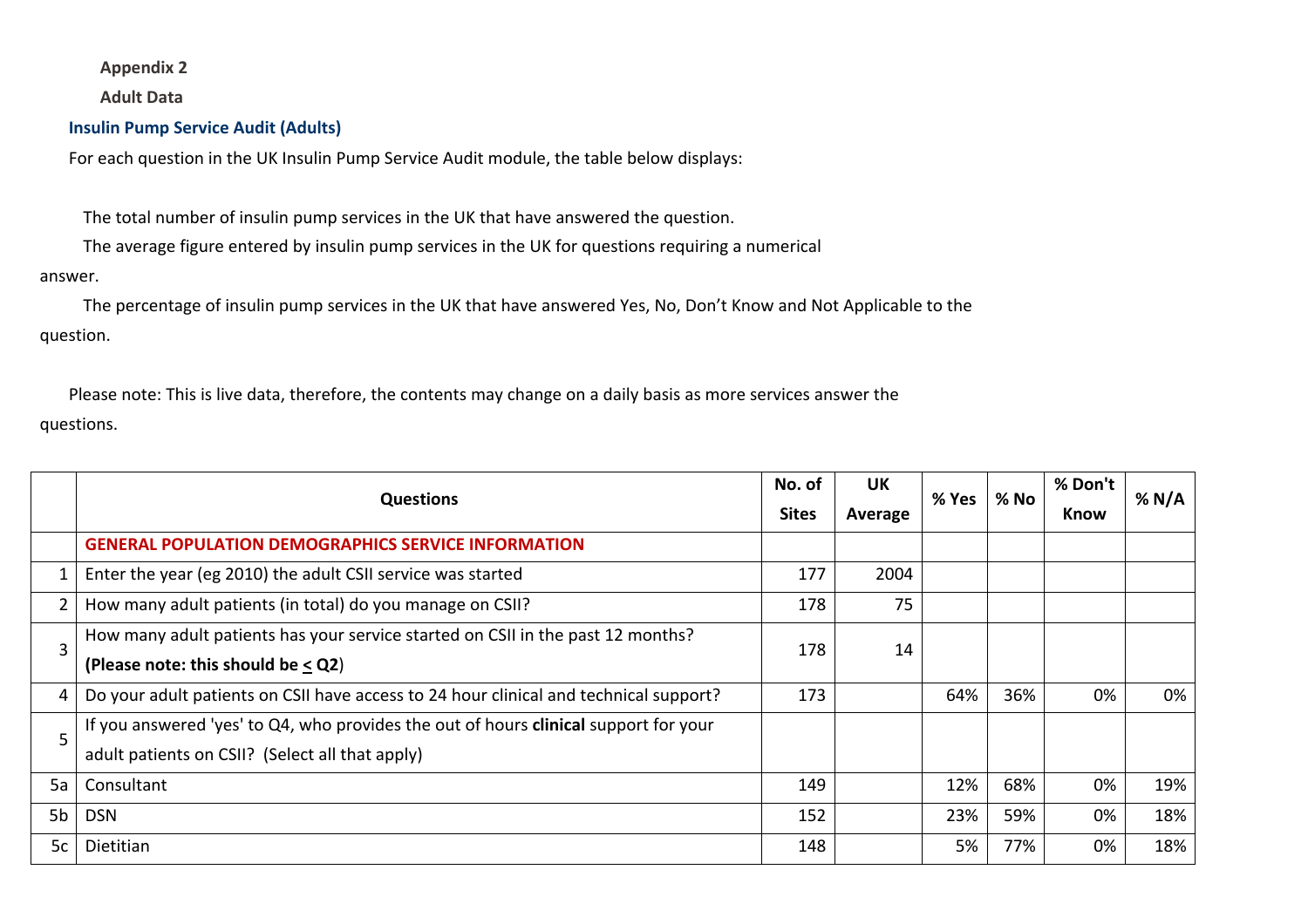**Appendix 2**

**Adult Data**

**Insulin Pump Service Audit (Adults)**

For each question in the UK Insulin Pump Service Audit module, the table below displays:

The total number of insulin pump services in the UK that have answered the question.

The average figure entered by insulin pump services in the UK for questions requiring a numerical answer.

The percentage of insulin pump services in the UK that have answered Yes, No, Don't Know and Not Applicable to the question.

Please note: This is live data, therefore, the contents may change on a daily basis as more services answer the questions.

| | Questions | No. of Sites | UK Average | % Yes | % No | % Don't Know | % N/A |
|---|---|---|---|---|---|---|---|
| | **GENERAL POPULATION DEMOGRAPHICS SERVICE INFORMATION** | | | | | | |
| 1 | Enter the year (eg 2010) the adult CSII service was started | 177 | 2004 | | | | |
| 2 | How many adult patients (in total) do you manage on CSII? | 178 | 75 | | | | |
| 3 | How many adult patients has your service started on CSII in the past 12 months? **(Please note: this should be ≤ Q2)** | 178 | 14 | | | | |
| 4 | Do your adult patients on CSII have access to 24 hour clinical and technical support? | 173 | | 64% | 36% | 0% | 0% |
| 5 | If you answered 'yes' to Q4, who provides the out of hours **clinical** support for your adult patients on CSII? (Select all that apply) | | | | | | |
| 5a | Consultant | 149 | | 12% | 68% | 0% | 19% |
| 5b | DSN | 152 | | 23% | 59% | 0% | 18% |
| 5c | Dietitian | 148 | | 5% | 77% | 0% | 18% |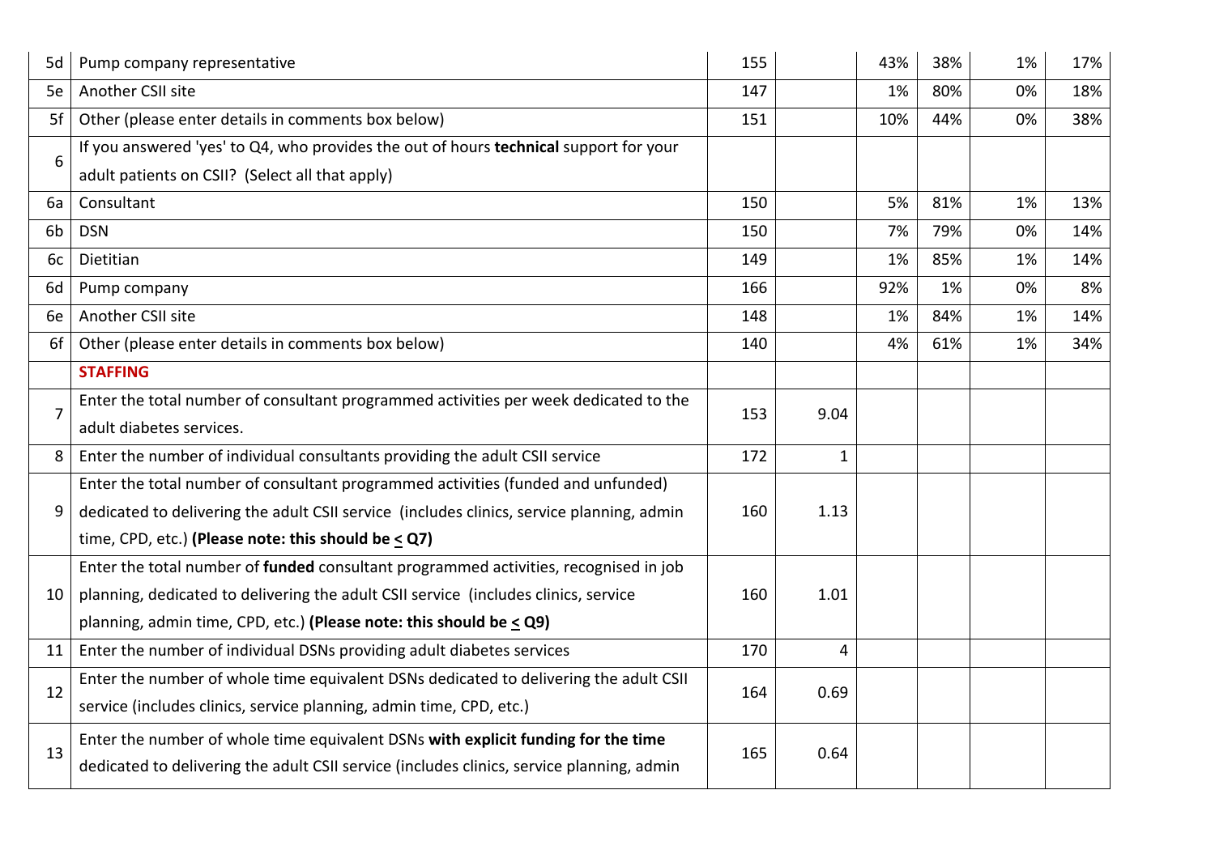| | | | | | | | |
|---|---|---|---|---|---|---|---|
| 5d | Pump company representative | 155 | | 43% | 38% | 1% | 17% |
| 5e | Another CSII site | 147 | | 1% | 80% | 0% | 18% |
| 5f | Other (please enter details in comments box below) | 151 | | 10% | 44% | 0% | 38% |
| 6 | If you answered 'yes' to Q4, who provides the out of hours **technical** support for your adult patients on CSII? (Select all that apply) | | | | | | |
| 6a | Consultant | 150 | | 5% | 81% | 1% | 13% |
| 6b | DSN | 150 | | 7% | 79% | 0% | 14% |
| 6c | Dietitian | 149 | | 1% | 85% | 1% | 14% |
| 6d | Pump company | 166 | | 92% | 1% | 0% | 8% |
| 6e | Another CSII site | 148 | | 1% | 84% | 1% | 14% |
| 6f | Other (please enter details in comments box below) | 140 | | 4% | 61% | 1% | 34% |
| | **STAFFING** | | | | | | |
| 7 | Enter the total number of consultant programmed activities per week dedicated to the adult diabetes services. | 153 | 9.04 | | | | |
| 8 | Enter the number of individual consultants providing the adult CSII service | 172 | 1 | | | | |
| 9 | Enter the total number of consultant programmed activities (funded and unfunded) dedicated to delivering the adult CSII service (includes clinics, service planning, admin time, CPD, etc.) **(Please note: this should be ≤ Q7)** | 160 | 1.13 | | | | |
| 10 | Enter the total number of **funded** consultant programmed activities, recognised in job planning, dedicated to delivering the adult CSII service (includes clinics, service planning, admin time, CPD, etc.) **(Please note: this should be ≤ Q9)** | 160 | 1.01 | | | | |
| 11 | Enter the number of individual DSNs providing adult diabetes services | 170 | 4 | | | | |
| 12 | Enter the number of whole time equivalent DSNs dedicated to delivering the adult CSII service (includes clinics, service planning, admin time, CPD, etc.) | 164 | 0.69 | | | | |
| 13 | Enter the number of whole time equivalent DSNs **with explicit funding for the time** dedicated to delivering the adult CSII service (includes clinics, service planning, admin | 165 | 0.64 | | | | |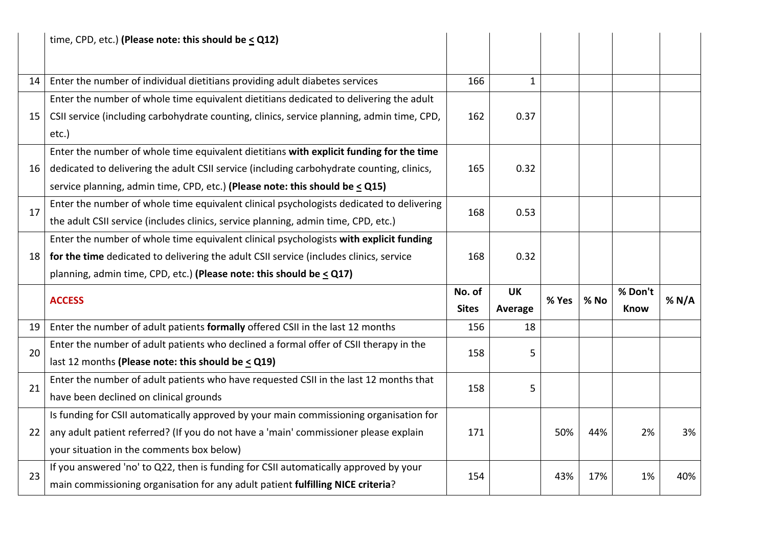| | | | | | | | |
|---|---|---|---|---|---|---|---|
| | time, CPD, etc.) **(Please note: this should be < Q12)** | | | | | | |
| 14 | Enter the number of individual dietitians providing adult diabetes services | 166 | 1 | | | | |
| 15 | Enter the number of whole time equivalent dietitians dedicated to delivering the adult CSII service (including carbohydrate counting, clinics, service planning, admin time, CPD, etc.) | 162 | 0.37 | | | | |
| 16 | Enter the number of whole time equivalent dietitians **with explicit funding for the time** dedicated to delivering the adult CSII service (including carbohydrate counting, clinics, service planning, admin time, CPD, etc.) **(Please note: this should be < Q15)** | 165 | 0.32 | | | | |
| 17 | Enter the number of whole time equivalent clinical psychologists dedicated to delivering the adult CSII service (includes clinics, service planning, admin time, CPD, etc.) | 168 | 0.53 | | | | |
| 18 | Enter the number of whole time equivalent clinical psychologists **with explicit funding for the time** dedicated to delivering the adult CSII service (includes clinics, service planning, admin time, CPD, etc.) **(Please note: this should be < Q17)** | 168 | 0.32 | | | | |
| | **ACCESS** | **No. of Sites** | **UK Average** | **% Yes** | **% No** | **% Don't Know** | **% N/A** |
| 19 | Enter the number of adult patients **formally** offered CSII in the last 12 months | 156 | 18 | | | | |
| 20 | Enter the number of adult patients who declined a formal offer of CSII therapy in the last 12 months **(Please note: this should be < Q19)** | 158 | 5 | | | | |
| 21 | Enter the number of adult patients who have requested CSII in the last 12 months that have been declined on clinical grounds | 158 | 5 | | | | |
| 22 | Is funding for CSII automatically approved by your main commissioning organisation for any adult patient referred? (If you do not have a 'main' commissioner please explain your situation in the comments box below) | 171 | | 50% | 44% | 2% | 3% |
| 23 | If you answered 'no' to Q22, then is funding for CSII automatically approved by your main commissioning organisation for any adult patient **fulfilling NICE criteria**? | 154 | | 43% | 17% | 1% | 40% |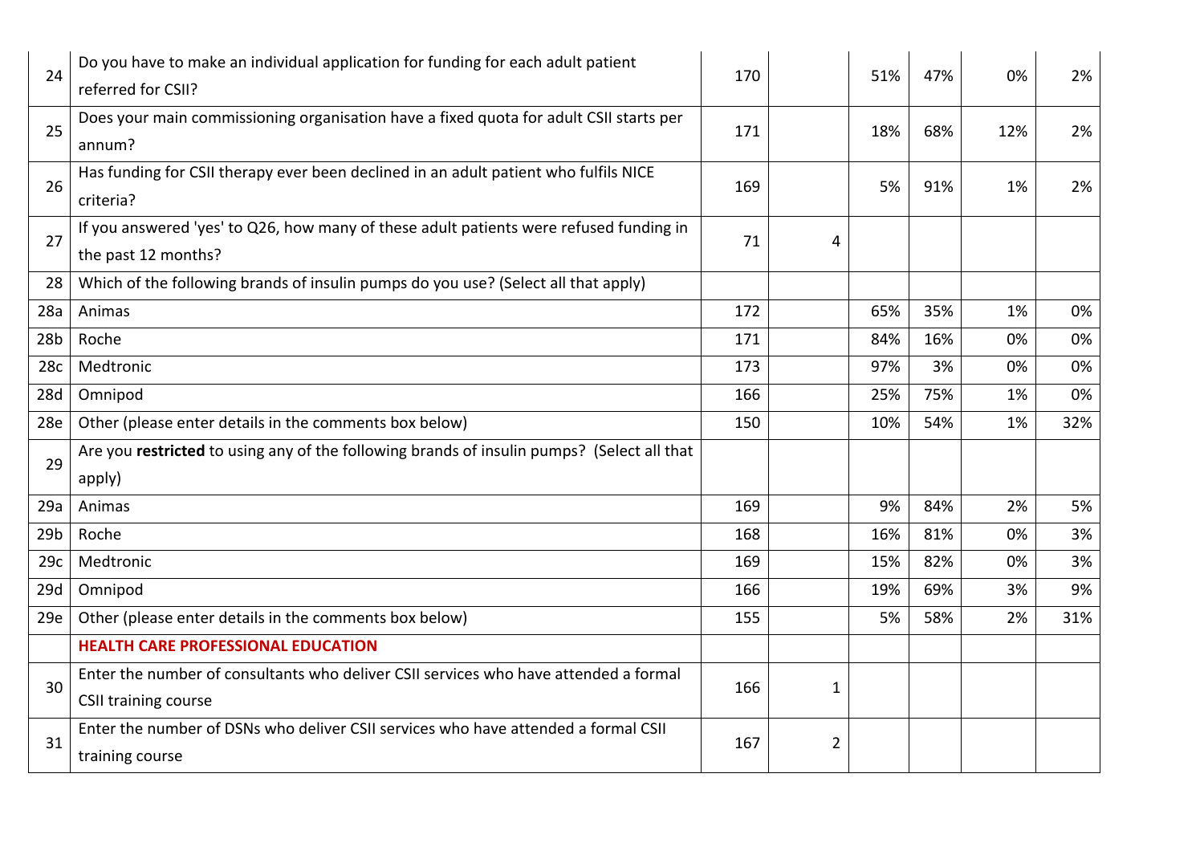| | | | | | | | |
|---|---|---|---|---|---|---|---|
| 24 | Do you have to make an individual application for funding for each adult patient referred for CSII? | 170 | | 51% | 47% | 0% | 2% |
| 25 | Does your main commissioning organisation have a fixed quota for adult CSII starts per annum? | 171 | | 18% | 68% | 12% | 2% |
| 26 | Has funding for CSII therapy ever been declined in an adult patient who fulfils NICE criteria? | 169 | | 5% | 91% | 1% | 2% |
| 27 | If you answered 'yes' to Q26, how many of these adult patients were refused funding in the past 12 months? | 71 | 4 | | | | |
| 28 | Which of the following brands of insulin pumps do you use? (Select all that apply) | | | | | | |
| 28a | Animas | 172 | | 65% | 35% | 1% | 0% |
| 28b | Roche | 171 | | 84% | 16% | 0% | 0% |
| 28c | Medtronic | 173 | | 97% | 3% | 0% | 0% |
| 28d | Omnipod | 166 | | 25% | 75% | 1% | 0% |
| 28e | Other (please enter details in the comments box below) | 150 | | 10% | 54% | 1% | 32% |
| 29 | Are you **restricted** to using any of the following brands of insulin pumps? (Select all that apply) | | | | | | |
| 29a | Animas | 169 | | 9% | 84% | 2% | 5% |
| 29b | Roche | 168 | | 16% | 81% | 0% | 3% |
| 29c | Medtronic | 169 | | 15% | 82% | 0% | 3% |
| 29d | Omnipod | 166 | | 19% | 69% | 3% | 9% |
| 29e | Other (please enter details in the comments box below) | 155 | | 5% | 58% | 2% | 31% |
| | **HEALTH CARE PROFESSIONAL EDUCATION** | | | | | | |
| 30 | Enter the number of consultants who deliver CSII services who have attended a formal CSII training course | 166 | 1 | | | | |
| 31 | Enter the number of DSNs who deliver CSII services who have attended a formal CSII training course | 167 | 2 | | | | |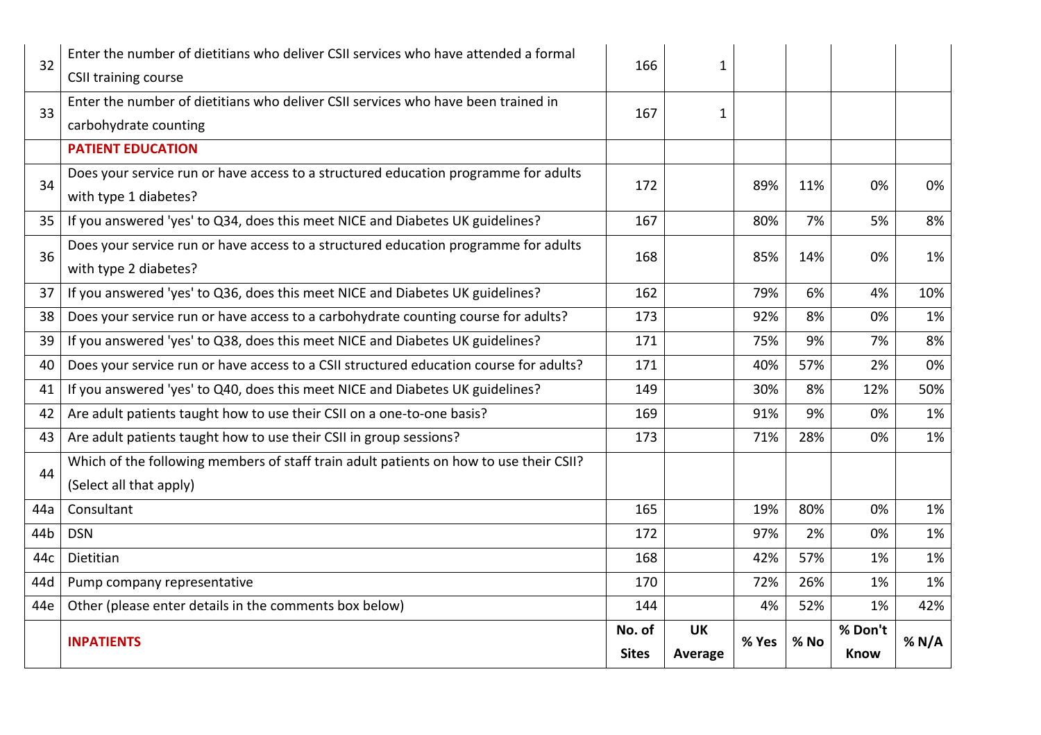| 32 | Enter the number of dietitians who deliver CSII services who have attended a formal CSII training course | 166 | 1 | | | | |
|---|---|---|---|---|---|---|---|
| 33 | Enter the number of dietitians who deliver CSII services who have been trained in carbohydrate counting | 167 | 1 | | | | |
| | **PATIENT EDUCATION** | | | | | | |
| 34 | Does your service run or have access to a structured education programme for adults with type 1 diabetes? | 172 | | 89% | 11% | 0% | 0% |
| 35 | If you answered 'yes' to Q34, does this meet NICE and Diabetes UK guidelines? | 167 | | 80% | 7% | 5% | 8% |
| 36 | Does your service run or have access to a structured education programme for adults with type 2 diabetes? | 168 | | 85% | 14% | 0% | 1% |
| 37 | If you answered 'yes' to Q36, does this meet NICE and Diabetes UK guidelines? | 162 | | 79% | 6% | 4% | 10% |
| 38 | Does your service run or have access to a carbohydrate counting course for adults? | 173 | | 92% | 8% | 0% | 1% |
| 39 | If you answered 'yes' to Q38, does this meet NICE and Diabetes UK guidelines? | 171 | | 75% | 9% | 7% | 8% |
| 40 | Does your service run or have access to a CSII structured education course for adults? | 171 | | 40% | 57% | 2% | 0% |
| 41 | If you answered 'yes' to Q40, does this meet NICE and Diabetes UK guidelines? | 149 | | 30% | 8% | 12% | 50% |
| 42 | Are adult patients taught how to use their CSII on a one-to-one basis? | 169 | | 91% | 9% | 0% | 1% |
| 43 | Are adult patients taught how to use their CSII in group sessions? | 173 | | 71% | 28% | 0% | 1% |
| 44 | Which of the following members of staff train adult patients on how to use their CSII? (Select all that apply) | | | | | | |
| 44a | Consultant | 165 | | 19% | 80% | 0% | 1% |
| 44b | DSN | 172 | | 97% | 2% | 0% | 1% |
| 44c | Dietitian | 168 | | 42% | 57% | 1% | 1% |
| 44d | Pump company representative | 170 | | 72% | 26% | 1% | 1% |
| 44e | Other (please enter details in the comments box below) | 144 | | 4% | 52% | 1% | 42% |
| | **INPATIENTS** | **No. of Sites** | **UK Average** | **% Yes** | **% No** | **% Don't Know** | **% N/A** |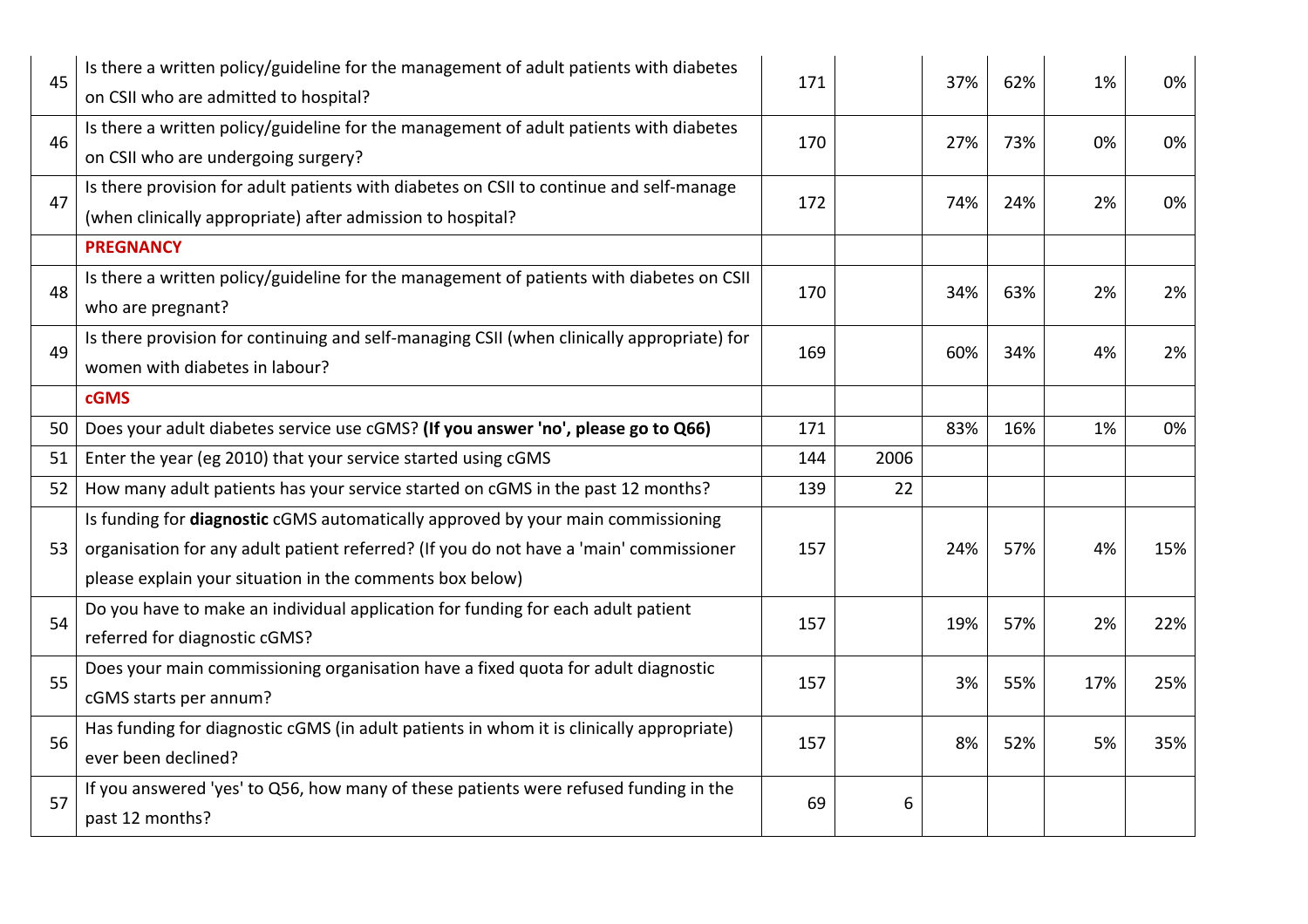| | | | | | | | |
|---|---|---|---|---|---|---|---|
| 45 | Is there a written policy/guideline for the management of adult patients with diabetes on CSII who are admitted to hospital? | 171 | | 37% | 62% | 1% | 0% |
| 46 | Is there a written policy/guideline for the management of adult patients with diabetes on CSII who are undergoing surgery? | 170 | | 27% | 73% | 0% | 0% |
| 47 | Is there provision for adult patients with diabetes on CSII to continue and self-manage (when clinically appropriate) after admission to hospital? | 172 | | 74% | 24% | 2% | 0% |
| | **PREGNANCY** | | | | | | |
| 48 | Is there a written policy/guideline for the management of patients with diabetes on CSII who are pregnant? | 170 | | 34% | 63% | 2% | 2% |
| 49 | Is there provision for continuing and self-managing CSII (when clinically appropriate) for women with diabetes in labour? | 169 | | 60% | 34% | 4% | 2% |
| | **cGMS** | | | | | | |
| 50 | Does your adult diabetes service use cGMS? **(If you answer 'no', please go to Q66)** | 171 | | 83% | 16% | 1% | 0% |
| 51 | Enter the year (eg 2010) that your service started using cGMS | 144 | 2006 | | | | |
| 52 | How many adult patients has your service started on cGMS in the past 12 months? | 139 | 22 | | | | |
| 53 | Is funding for **diagnostic** cGMS automatically approved by your main commissioning organisation for any adult patient referred? (If you do not have a 'main' commissioner please explain your situation in the comments box below) | 157 | | 24% | 57% | 4% | 15% |
| 54 | Do you have to make an individual application for funding for each adult patient referred for diagnostic cGMS? | 157 | | 19% | 57% | 2% | 22% |
| 55 | Does your main commissioning organisation have a fixed quota for adult diagnostic cGMS starts per annum? | 157 | | 3% | 55% | 17% | 25% |
| 56 | Has funding for diagnostic cGMS (in adult patients in whom it is clinically appropriate) ever been declined? | 157 | | 8% | 52% | 5% | 35% |
| 57 | If you answered 'yes' to Q56, how many of these patients were refused funding in the past 12 months? | 69 | 6 | | | | |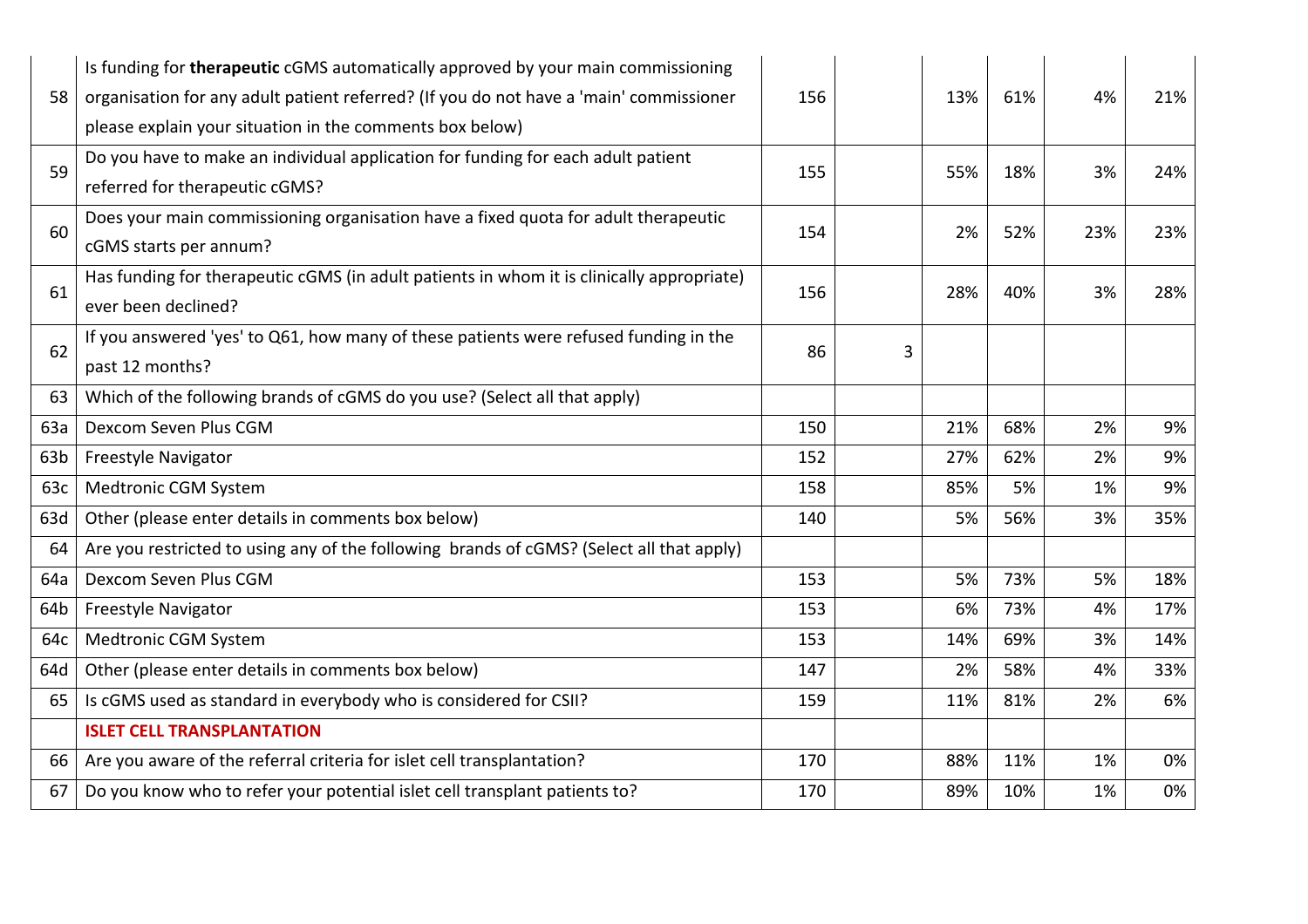| | | | | | | | |
|---|---|---|---|---|---|---|---|
| 58 | Is funding for **therapeutic** cGMS automatically approved by your main commissioning organisation for any adult patient referred? (If you do not have a 'main' commissioner please explain your situation in the comments box below) | 156 | | 13% | 61% | 4% | 21% |
| 59 | Do you have to make an individual application for funding for each adult patient referred for therapeutic cGMS? | 155 | | 55% | 18% | 3% | 24% |
| 60 | Does your main commissioning organisation have a fixed quota for adult therapeutic cGMS starts per annum? | 154 | | 2% | 52% | 23% | 23% |
| 61 | Has funding for therapeutic cGMS (in adult patients in whom it is clinically appropriate) ever been declined? | 156 | | 28% | 40% | 3% | 28% |
| 62 | If you answered 'yes' to Q61, how many of these patients were refused funding in the past 12 months? | 86 | 3 | | | | |
| 63 | Which of the following brands of cGMS do you use? (Select all that apply) | | | | | | |
| 63a | Dexcom Seven Plus CGM | 150 | | 21% | 68% | 2% | 9% |
| 63b | Freestyle Navigator | 152 | | 27% | 62% | 2% | 9% |
| 63c | Medtronic CGM System | 158 | | 85% | 5% | 1% | 9% |
| 63d | Other (please enter details in comments box below) | 140 | | 5% | 56% | 3% | 35% |
| 64 | Are you restricted to using any of the following brands of cGMS? (Select all that apply) | | | | | | |
| 64a | Dexcom Seven Plus CGM | 153 | | 5% | 73% | 5% | 18% |
| 64b | Freestyle Navigator | 153 | | 6% | 73% | 4% | 17% |
| 64c | Medtronic CGM System | 153 | | 14% | 69% | 3% | 14% |
| 64d | Other (please enter details in comments box below) | 147 | | 2% | 58% | 4% | 33% |
| 65 | Is cGMS used as standard in everybody who is considered for CSII? | 159 | | 11% | 81% | 2% | 6% |
| | **ISLET CELL TRANSPLANTATION** | | | | | | |
| 66 | Are you aware of the referral criteria for islet cell transplantation? | 170 | | 88% | 11% | 1% | 0% |
| 67 | Do you know who to refer your potential islet cell transplant patients to? | 170 | | 89% | 10% | 1% | 0% |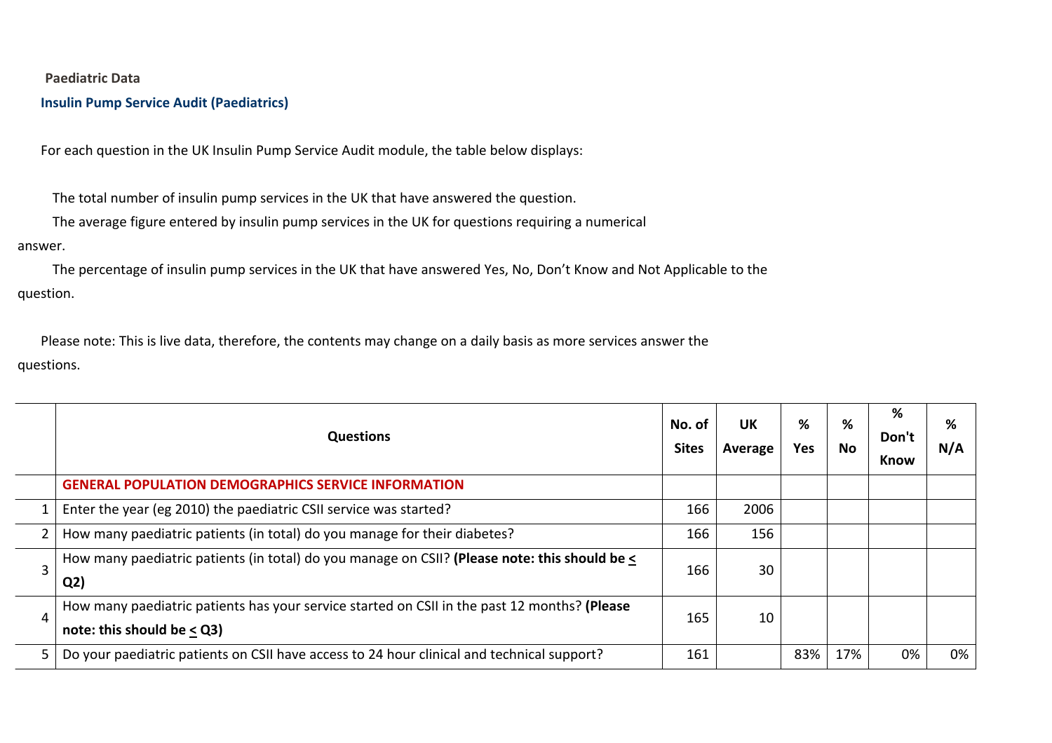**Paediatric Data**

## Insulin Pump Service Audit (Paediatrics)

For each question in the UK Insulin Pump Service Audit module, the table below displays:

The total number of insulin pump services in the UK that have answered the question.

The average figure entered by insulin pump services in the UK for questions requiring a numerical answer.

The percentage of insulin pump services in the UK that have answered Yes, No, Don't Know and Not Applicable to the question.

Please note: This is live data, therefore, the contents may change on a daily basis as more services answer the questions.

| | Questions | No. of Sites | UK Average | % Yes | % No | % Don't Know | % N/A |
|---|---|---|---|---|---|---|---|
| | GENERAL POPULATION DEMOGRAPHICS SERVICE INFORMATION | | | | | | |
| 1 | Enter the year (eg 2010) the paediatric CSII service was started? | 166 | 2006 | | | | |
| 2 | How many paediatric patients (in total) do you manage for their diabetes? | 166 | 156 | | | | |
| 3 | How many paediatric patients (in total) do you manage on CSII? **(Please note: this should be ≤ Q2)** | 166 | 30 | | | | |
| 4 | How many paediatric patients has your service started on CSII in the past 12 months? **(Please note: this should be ≤ Q3)** | 165 | 10 | | | | |
| 5 | Do your paediatric patients on CSII have access to 24 hour clinical and technical support? | 161 | | 83% | 17% | 0% | 0% |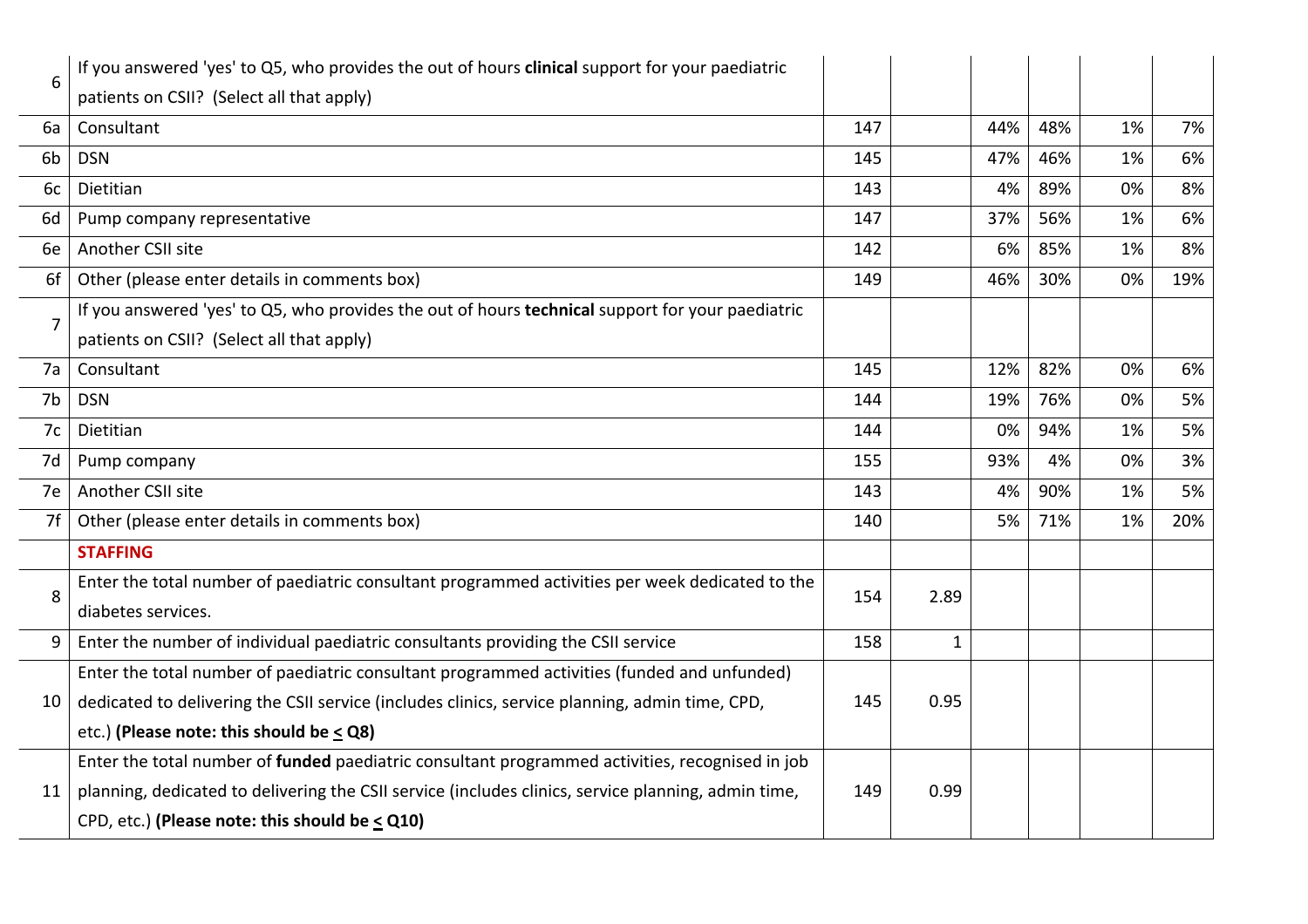| | | | | | | | |
|---|---|---|---|---|---|---|---|
| 6 | If you answered 'yes' to Q5, who provides the out of hours **clinical** support for your paediatric patients on CSII? (Select all that apply) | | | | | | |
| 6a | Consultant | 147 | | 44% | 48% | 1% | 7% |
| 6b | DSN | 145 | | 47% | 46% | 1% | 6% |
| 6c | Dietitian | 143 | | 4% | 89% | 0% | 8% |
| 6d | Pump company representative | 147 | | 37% | 56% | 1% | 6% |
| 6e | Another CSII site | 142 | | 6% | 85% | 1% | 8% |
| 6f | Other (please enter details in comments box) | 149 | | 46% | 30% | 0% | 19% |
| 7 | If you answered 'yes' to Q5, who provides the out of hours **technical** support for your paediatric patients on CSII? (Select all that apply) | | | | | | |
| 7a | Consultant | 145 | | 12% | 82% | 0% | 6% |
| 7b | DSN | 144 | | 19% | 76% | 0% | 5% |
| 7c | Dietitian | 144 | | 0% | 94% | 1% | 5% |
| 7d | Pump company | 155 | | 93% | 4% | 0% | 3% |
| 7e | Another CSII site | 143 | | 4% | 90% | 1% | 5% |
| 7f | Other (please enter details in comments box) | 140 | | 5% | 71% | 1% | 20% |
| | **STAFFING** | | | | | | |
| 8 | Enter the total number of paediatric consultant programmed activities per week dedicated to the diabetes services. | 154 | 2.89 | | | | |
| 9 | Enter the number of individual paediatric consultants providing the CSII service | 158 | 1 | | | | |
| 10 | Enter the total number of paediatric consultant programmed activities (funded and unfunded) dedicated to delivering the CSII service (includes clinics, service planning, admin time, CPD, etc.) **(Please note: this should be ≤ Q8)** | 145 | 0.95 | | | | |
| 11 | Enter the total number of **funded** paediatric consultant programmed activities, recognised in job planning, dedicated to delivering the CSII service (includes clinics, service planning, admin time, CPD, etc.) **(Please note: this should be ≤ Q10)** | 149 | 0.99 | | | | |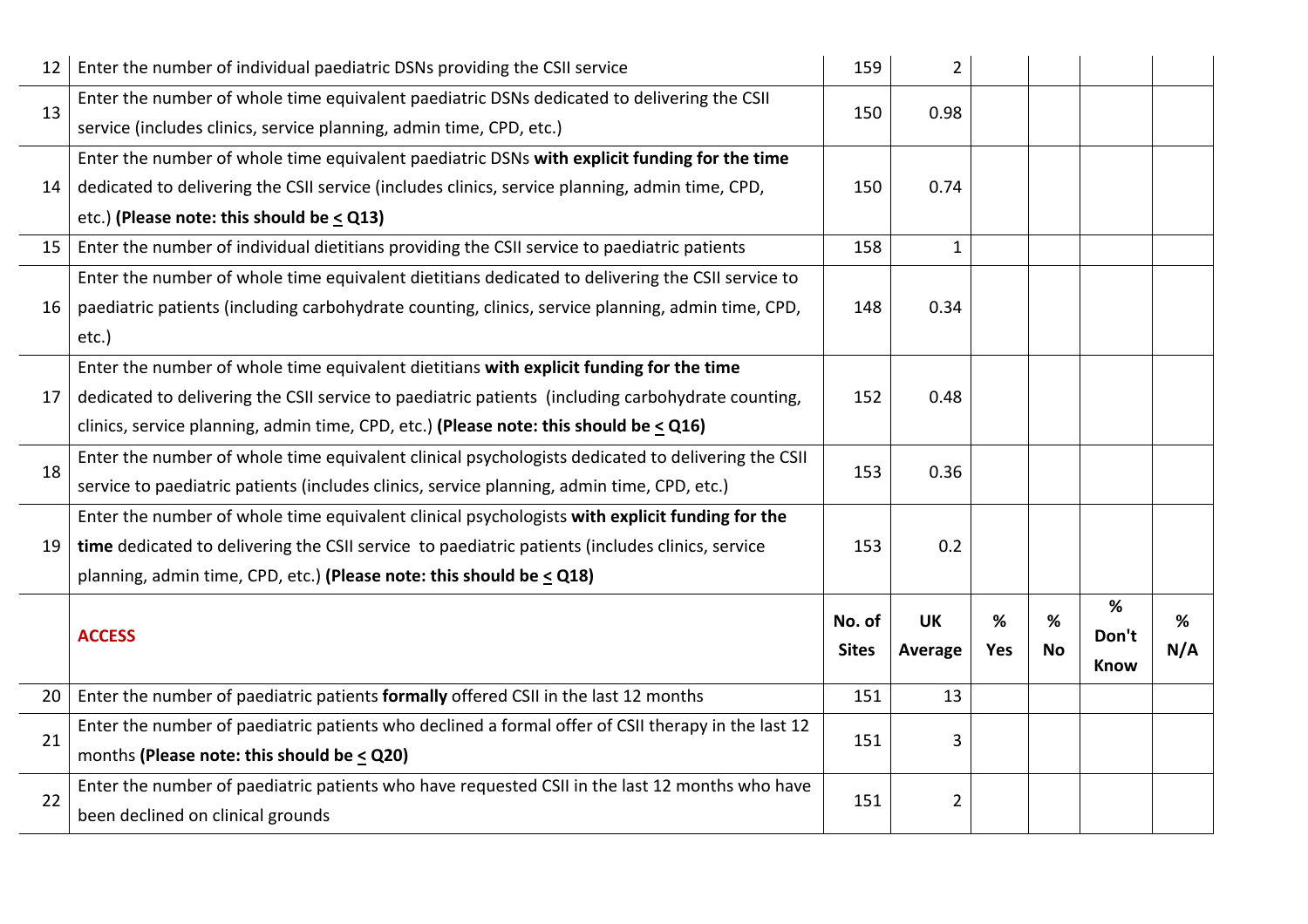| | | | | | | | |
|---|---|---|---|---|---|---|---|
| 12 | Enter the number of individual paediatric DSNs providing the CSII service | 159 | 2 | | | | |
| 13 | Enter the number of whole time equivalent paediatric DSNs dedicated to delivering the CSII service (includes clinics, service planning, admin time, CPD, etc.) | 150 | 0.98 | | | | |
| 14 | Enter the number of whole time equivalent paediatric DSNs **with explicit funding for the time** dedicated to delivering the CSII service (includes clinics, service planning, admin time, CPD, etc.) **(Please note: this should be ≤ Q13)** | 150 | 0.74 | | | | |
| 15 | Enter the number of individual dietitians providing the CSII service to paediatric patients | 158 | 1 | | | | |
| 16 | Enter the number of whole time equivalent dietitians dedicated to delivering the CSII service to paediatric patients (including carbohydrate counting, clinics, service planning, admin time, CPD, etc.) | 148 | 0.34 | | | | |
| 17 | Enter the number of whole time equivalent dietitians **with explicit funding for the time** dedicated to delivering the CSII service to paediatric patients (including carbohydrate counting, clinics, service planning, admin time, CPD, etc.) **(Please note: this should be ≤ Q16)** | 152 | 0.48 | | | | |
| 18 | Enter the number of whole time equivalent clinical psychologists dedicated to delivering the CSII service to paediatric patients (includes clinics, service planning, admin time, CPD, etc.) | 153 | 0.36 | | | | |
| 19 | Enter the number of whole time equivalent clinical psychologists **with explicit funding for the time** dedicated to delivering the CSII service to paediatric patients (includes clinics, service planning, admin time, CPD, etc.) **(Please note: this should be ≤ Q18)** | 153 | 0.2 | | | | |
| | **ACCESS** | **No. of Sites** | **UK Average** | **% Yes** | **% No** | **% Don't Know** | **% N/A** |
| 20 | Enter the number of paediatric patients **formally** offered CSII in the last 12 months | 151 | 13 | | | | |
| 21 | Enter the number of paediatric patients who declined a formal offer of CSII therapy in the last 12 months **(Please note: this should be ≤ Q20)** | 151 | 3 | | | | |
| 22 | Enter the number of paediatric patients who have requested CSII in the last 12 months who have been declined on clinical grounds | 151 | 2 | | | | |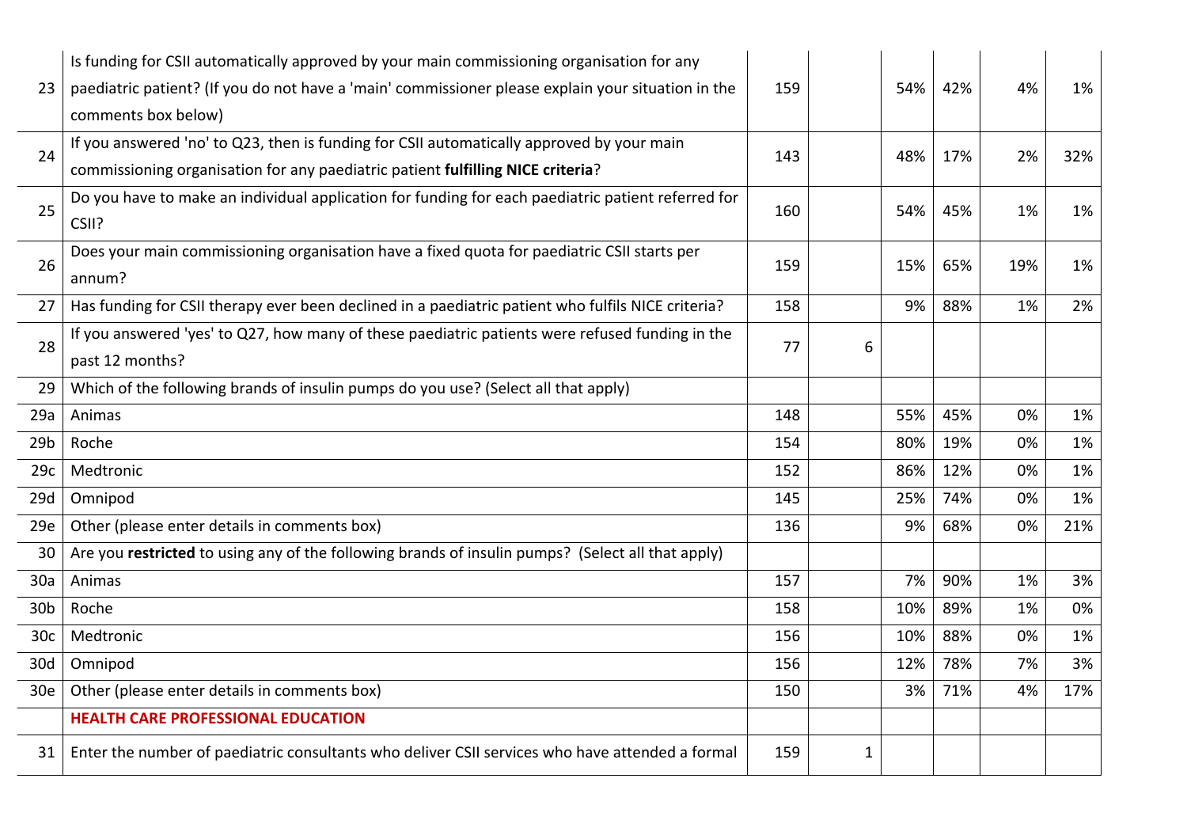| | | | | | | | |
|---|---|---|---|---|---|---|---|
| 23 | Is funding for CSII automatically approved by your main commissioning organisation for any paediatric patient? (If you do not have a 'main' commissioner please explain your situation in the comments box below) | 159 | | 54% | 42% | 4% | 1% |
| 24 | If you answered 'no' to Q23, then is funding for CSII automatically approved by your main commissioning organisation for any paediatric patient **fulfilling NICE criteria**? | 143 | | 48% | 17% | 2% | 32% |
| 25 | Do you have to make an individual application for funding for each paediatric patient referred for CSII? | 160 | | 54% | 45% | 1% | 1% |
| 26 | Does your main commissioning organisation have a fixed quota for paediatric CSII starts per annum? | 159 | | 15% | 65% | 19% | 1% |
| 27 | Has funding for CSII therapy ever been declined in a paediatric patient who fulfils NICE criteria? | 158 | | 9% | 88% | 1% | 2% |
| 28 | If you answered 'yes' to Q27, how many of these paediatric patients were refused funding in the past 12 months? | 77 | 6 | | | | |
| 29 | Which of the following brands of insulin pumps do you use? (Select all that apply) | | | | | | |
| 29a | Animas | 148 | | 55% | 45% | 0% | 1% |
| 29b | Roche | 154 | | 80% | 19% | 0% | 1% |
| 29c | Medtronic | 152 | | 86% | 12% | 0% | 1% |
| 29d | Omnipod | 145 | | 25% | 74% | 0% | 1% |
| 29e | Other (please enter details in comments box) | 136 | | 9% | 68% | 0% | 21% |
| 30 | Are you **restricted** to using any of the following brands of insulin pumps? (Select all that apply) | | | | | | |
| 30a | Animas | 157 | | 7% | 90% | 1% | 3% |
| 30b | Roche | 158 | | 10% | 89% | 1% | 0% |
| 30c | Medtronic | 156 | | 10% | 88% | 0% | 1% |
| 30d | Omnipod | 156 | | 12% | 78% | 7% | 3% |
| 30e | Other (please enter details in comments box) | 150 | | 3% | 71% | 4% | 17% |
| | **HEALTH CARE PROFESSIONAL EDUCATION** | | | | | | |
| 31 | Enter the number of paediatric consultants who deliver CSII services who have attended a formal | 159 | 1 | | | | |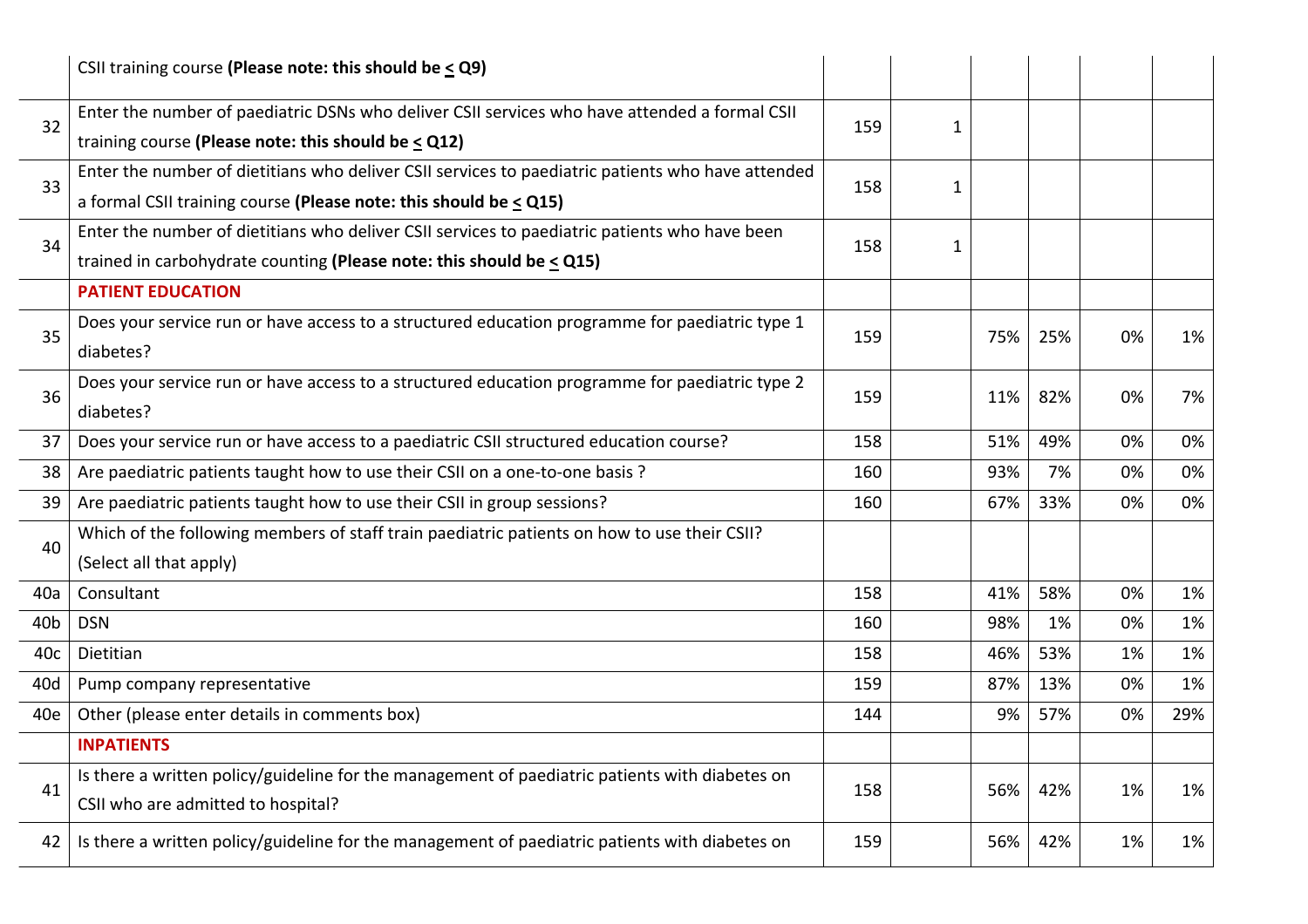| | | | | | | | |
|---|---|---|---|---|---|---|---|
| | CSII training course **(Please note: this should be < Q9)** | | | | | | |
| 32 | Enter the number of paediatric DSNs who deliver CSII services who have attended a formal CSII training course **(Please note: this should be < Q12)** | 159 | 1 | | | | |
| 33 | Enter the number of dietitians who deliver CSII services to paediatric patients who have attended a formal CSII training course **(Please note: this should be < Q15)** | 158 | 1 | | | | |
| 34 | Enter the number of dietitians who deliver CSII services to paediatric patients who have been trained in carbohydrate counting **(Please note: this should be < Q15)** | 158 | 1 | | | | |
| | **PATIENT EDUCATION** | | | | | | |
| 35 | Does your service run or have access to a structured education programme for paediatric type 1 diabetes? | 159 | | 75% | 25% | 0% | 1% |
| 36 | Does your service run or have access to a structured education programme for paediatric type 2 diabetes? | 159 | | 11% | 82% | 0% | 7% |
| 37 | Does your service run or have access to a paediatric CSII structured education course? | 158 | | 51% | 49% | 0% | 0% |
| 38 | Are paediatric patients taught how to use their CSII on a one-to-one basis ? | 160 | | 93% | 7% | 0% | 0% |
| 39 | Are paediatric patients taught how to use their CSII in group sessions? | 160 | | 67% | 33% | 0% | 0% |
| 40 | Which of the following members of staff train paediatric patients on how to use their CSII? (Select all that apply) | | | | | | |
| 40a | Consultant | 158 | | 41% | 58% | 0% | 1% |
| 40b | DSN | 160 | | 98% | 1% | 0% | 1% |
| 40c | Dietitian | 158 | | 46% | 53% | 1% | 1% |
| 40d | Pump company representative | 159 | | 87% | 13% | 0% | 1% |
| 40e | Other (please enter details in comments box) | 144 | | 9% | 57% | 0% | 29% |
| | **INPATIENTS** | | | | | | |
| 41 | Is there a written policy/guideline for the management of paediatric patients with diabetes on CSII who are admitted to hospital? | 158 | | 56% | 42% | 1% | 1% |
| 42 | Is there a written policy/guideline for the management of paediatric patients with diabetes on | 159 | | 56% | 42% | 1% | 1% |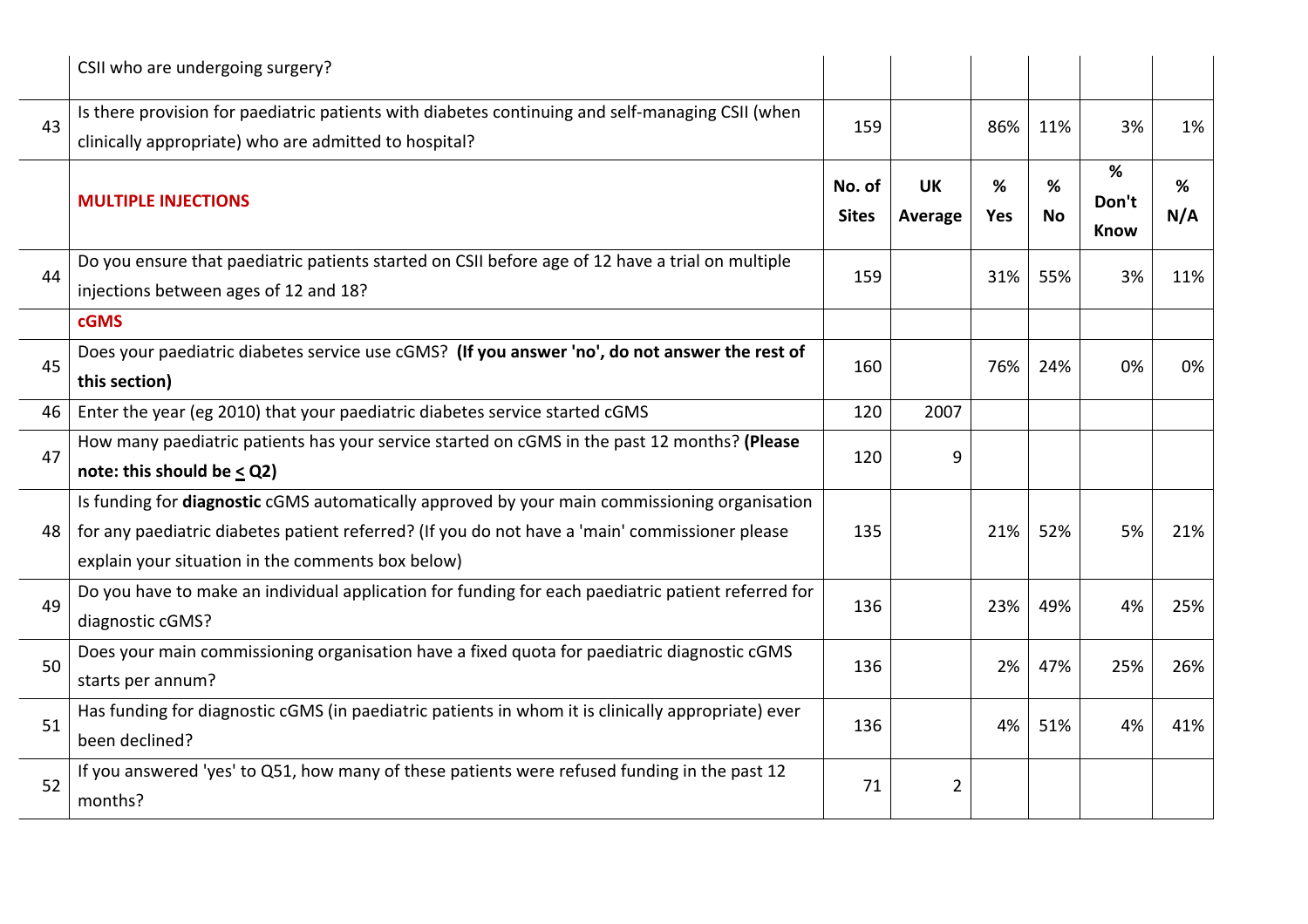| | CSII who are undergoing surgery? | | | | | | |
|---|---|---|---|---|---|---|---|
| 43 | Is there provision for paediatric patients with diabetes continuing and self-managing CSII (when clinically appropriate) who are admitted to hospital? | 159 | | 86% | 11% | 3% | 1% |
| | **MULTIPLE INJECTIONS** | **No. of Sites** | **UK Average** | **% Yes** | **% No** | **% Don't Know** | **% N/A** |
| 44 | Do you ensure that paediatric patients started on CSII before age of 12 have a trial on multiple injections between ages of 12 and 18? | 159 | | 31% | 55% | 3% | 11% |
| | **cGMS** | | | | | | |
| 45 | Does your paediatric diabetes service use cGMS? **(If you answer 'no', do not answer the rest of this section)** | 160 | | 76% | 24% | 0% | 0% |
| 46 | Enter the year (eg 2010) that your paediatric diabetes service started cGMS | 120 | 2007 | | | | |
| 47 | How many paediatric patients has your service started on cGMS in the past 12 months? **(Please note: this should be < Q2)** | 120 | 9 | | | | |
| 48 | Is funding for **diagnostic** cGMS automatically approved by your main commissioning organisation for any paediatric diabetes patient referred? (If you do not have a 'main' commissioner please explain your situation in the comments box below) | 135 | | 21% | 52% | 5% | 21% |
| 49 | Do you have to make an individual application for funding for each paediatric patient referred for diagnostic cGMS? | 136 | | 23% | 49% | 4% | 25% |
| 50 | Does your main commissioning organisation have a fixed quota for paediatric diagnostic cGMS starts per annum? | 136 | | 2% | 47% | 25% | 26% |
| 51 | Has funding for diagnostic cGMS (in paediatric patients in whom it is clinically appropriate) ever been declined? | 136 | | 4% | 51% | 4% | 41% |
| 52 | If you answered 'yes' to Q51, how many of these patients were refused funding in the past 12 months? | 71 | 2 | | | | |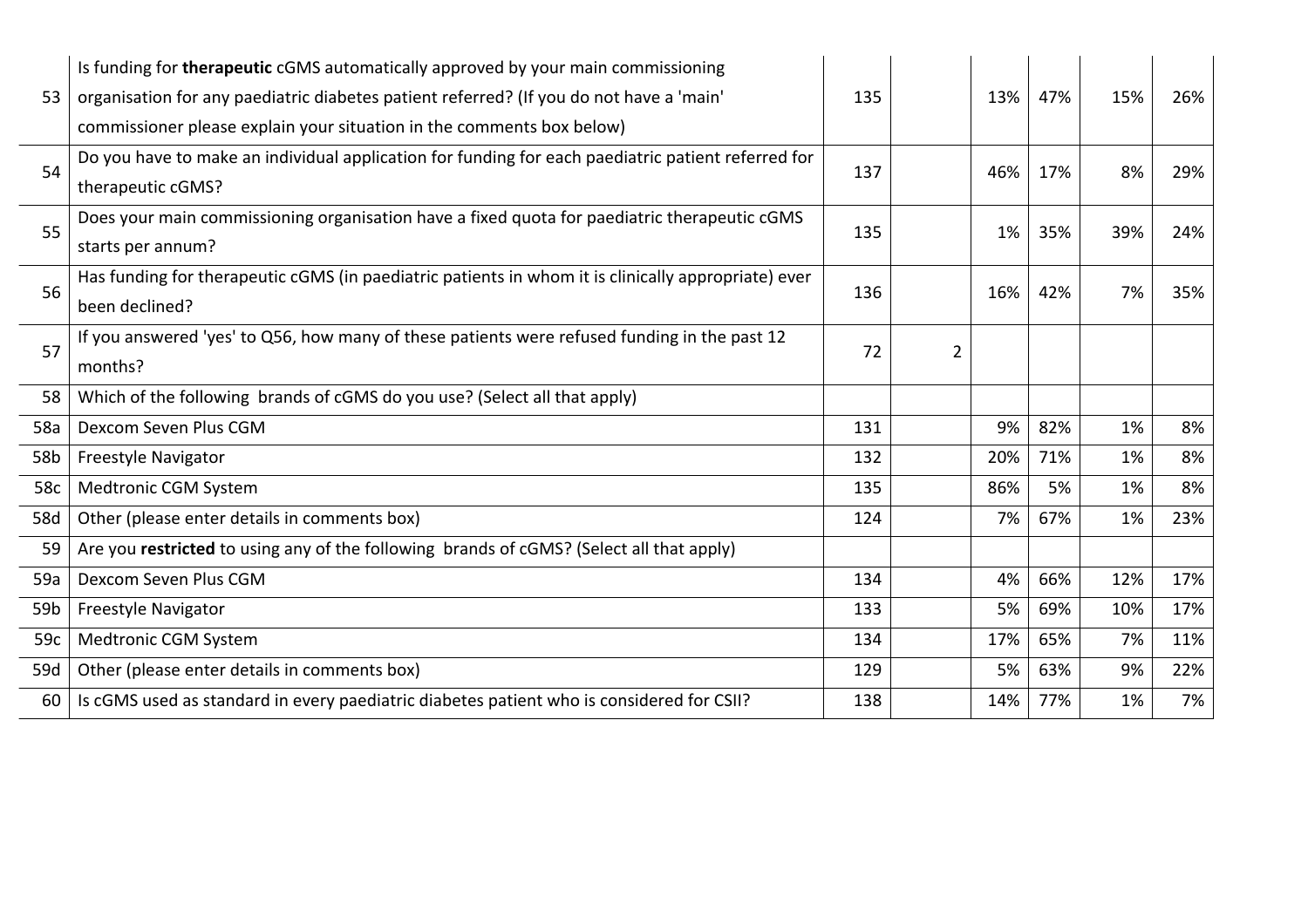| | | | | | | | |
|---|---|---|---|---|---|---|---|
| 53 | Is funding for **therapeutic** cGMS automatically approved by your main commissioning organisation for any paediatric diabetes patient referred? (If you do not have a 'main' commissioner please explain your situation in the comments box below) | 135 | | 13% | 47% | 15% | 26% |
| 54 | Do you have to make an individual application for funding for each paediatric patient referred for therapeutic cGMS? | 137 | | 46% | 17% | 8% | 29% |
| 55 | Does your main commissioning organisation have a fixed quota for paediatric therapeutic cGMS starts per annum? | 135 | | 1% | 35% | 39% | 24% |
| 56 | Has funding for therapeutic cGMS (in paediatric patients in whom it is clinically appropriate) ever been declined? | 136 | | 16% | 42% | 7% | 35% |
| 57 | If you answered 'yes' to Q56, how many of these patients were refused funding in the past 12 months? | 72 | 2 | | | | |
| 58 | Which of the following brands of cGMS do you use? (Select all that apply) | | | | | | |
| 58a | Dexcom Seven Plus CGM | 131 | | 9% | 82% | 1% | 8% |
| 58b | Freestyle Navigator | 132 | | 20% | 71% | 1% | 8% |
| 58c | Medtronic CGM System | 135 | | 86% | 5% | 1% | 8% |
| 58d | Other (please enter details in comments box) | 124 | | 7% | 67% | 1% | 23% |
| 59 | Are you **restricted** to using any of the following brands of cGMS? (Select all that apply) | | | | | | |
| 59a | Dexcom Seven Plus CGM | 134 | | 4% | 66% | 12% | 17% |
| 59b | Freestyle Navigator | 133 | | 5% | 69% | 10% | 17% |
| 59c | Medtronic CGM System | 134 | | 17% | 65% | 7% | 11% |
| 59d | Other (please enter details in comments box) | 129 | | 5% | 63% | 9% | 22% |
| 60 | Is cGMS used as standard in every paediatric diabetes patient who is considered for CSII? | 138 | | 14% | 77% | 1% | 7% |